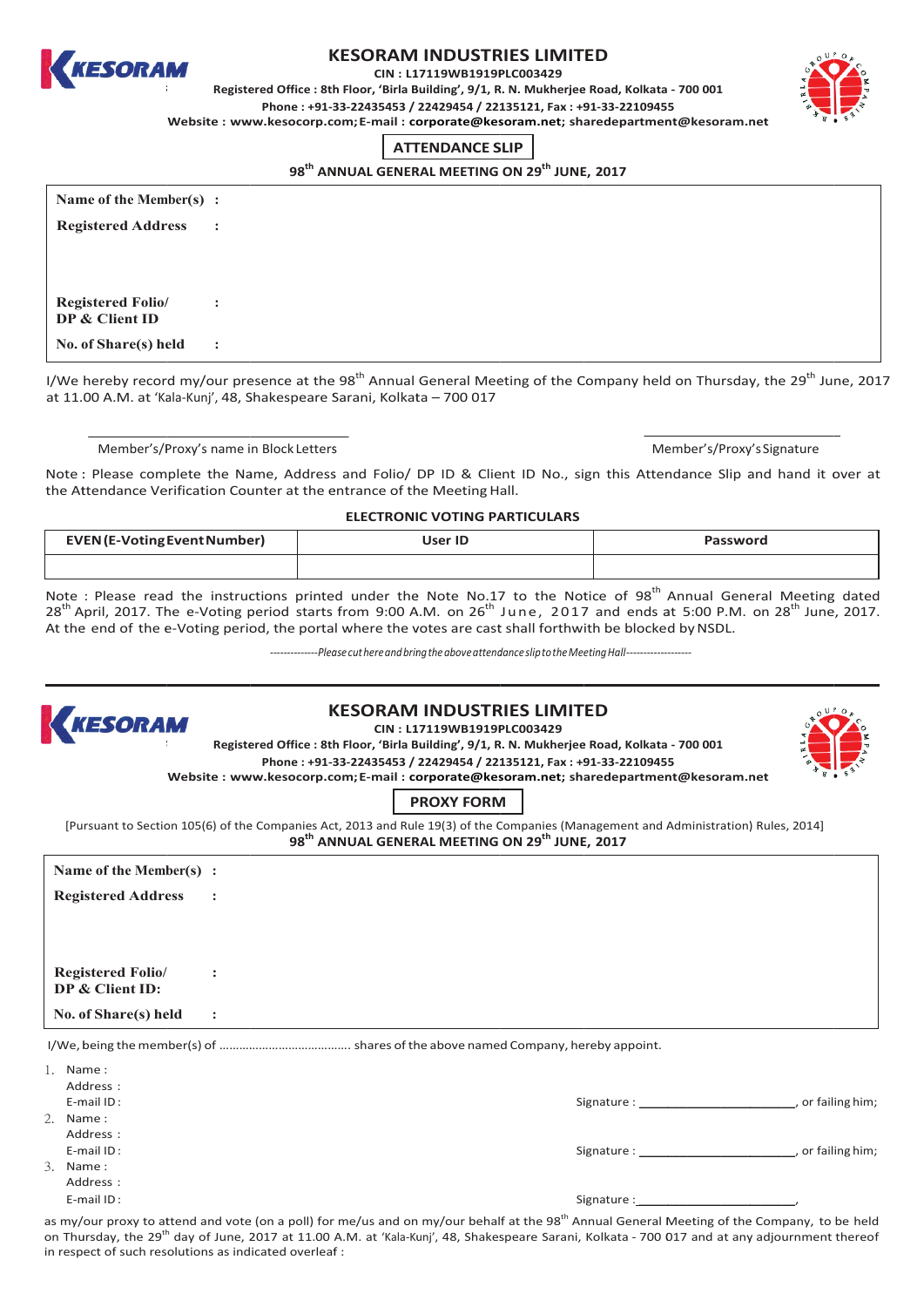# KESORAM INDUSTRIES LIMITED

**CIN : L17119WB1919PLC003429**

**Registered Office : 8th Floor, 'Birla Building', 9/1, R. N. Mukherjee Road, Kolkata - 700 001**

**Phone : +91-33-22435453 / 22429454 / 22135121, Fax : +91-33-22109455**

**Website : www.kesocorp.com; E-mail : corporate@kesoram.net; sharedepartment@kesoram.net**

## ATTENDANCE SLIP

**98th ANNUAL GENERAL MEETING ON 29th JUNE, 2017**

| | |
|---|---|
| **Name of the Member(s)** | : |
| **Registered Address** | : |
| **Registered Folio/ DP & Client ID** | : |
| **No. of Share(s) held** | : |

I/We hereby record my/our presence at the 98th Annual General Meeting of the Company held on Thursday, the 29th June, 2017 at 11.00 A.M. at 'Kala-Kunj', 48, Shakespeare Sarani, Kolkata – 700 017

\_\_\_\_\_\_\_\_\_\_\_\_\_\_\_\_\_\_\_\_\_\_\_\_\_\_\_\_\_\_ \_\_\_\_\_\_\_\_\_\_\_\_\_\_\_\_\_\_\_\_\_\_\_\_

Member's/Proxy's name in Block Letters Member's/Proxy's Signature

Note : Please complete the Name, Address and Folio/ DP ID & Client ID No., sign this Attendance Slip and hand it over at the Attendance Verification Counter at the entrance of the Meeting Hall.

**ELECTRONIC VOTING PARTICULARS**

| EVEN (E-Voting Event Number) | User ID | Password |
|---|---|---|
| | | |

Note : Please read the instructions printed under the Note No.17 to the Notice of 98th Annual General Meeting dated 28th April, 2017. The e-Voting period starts from 9:00 A.M. on 26th June, 2017 and ends at 5:00 P.M. on 28th June, 2017. At the end of the e-Voting period, the portal where the votes are cast shall forthwith be blocked by NSDL.

*--------------Please cut here and bring the above attendance slip to the Meeting Hall-------------------*

---

# KESORAM INDUSTRIES LIMITED

**CIN : L17119WB1919PLC003429**

**Registered Office : 8th Floor, 'Birla Building', 9/1, R. N. Mukherjee Road, Kolkata - 700 001**

**Phone : +91-33-22435453 / 22429454 / 22135121, Fax : +91-33-22109455**

**Website : www.kesocorp.com; E-mail : corporate@kesoram.net; sharedepartment@kesoram.net**

## PROXY FORM

[Pursuant to Section 105(6) of the Companies Act, 2013 and Rule 19(3) of the Companies (Management and Administration) Rules, 2014]

**98th ANNUAL GENERAL MEETING ON 29th JUNE, 2017**

| | |
|---|---|
| **Name of the Member(s)** | : |
| **Registered Address** | : |
| **Registered Folio/ DP & Client ID:** | : |
| **No. of Share(s) held** | : |

I/We, being the member(s) of ....................................... shares of the above named Company, hereby appoint.

1. Name :
   Address :
   E-mail ID : Signature : \_\_\_\_\_\_\_\_\_\_\_\_\_\_\_\_\_\_\_\_\_\_, or failing him;
2. Name :
   Address :
   E-mail ID : Signature : \_\_\_\_\_\_\_\_\_\_\_\_\_\_\_\_\_\_\_\_\_\_, or failing him;
3. Name :
   Address :
   E-mail ID : Signature : \_\_\_\_\_\_\_\_\_\_\_\_\_\_\_\_\_\_\_\_\_\_,

as my/our proxy to attend and vote (on a poll) for me/us and on my/our behalf at the 98th Annual General Meeting of the Company, to be held on Thursday, the 29th day of June, 2017 at 11.00 A.M. at 'Kala-Kunj', 48, Shakespeare Sarani, Kolkata - 700 017 and at any adjournment thereof in respect of such resolutions as indicated overleaf :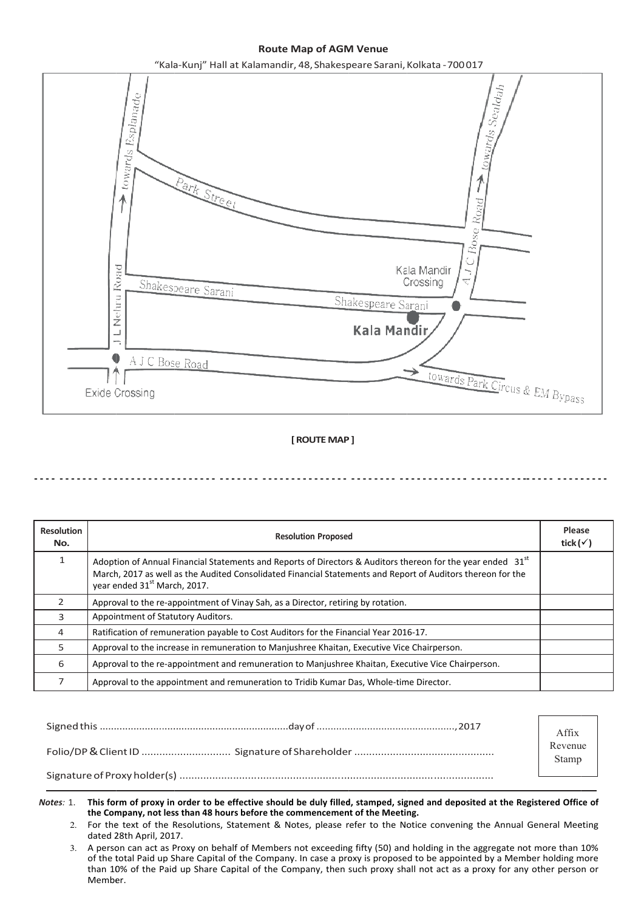**Route Map of AGM Venue**

"Kala-Kunj" Hall at Kalamandir, 48, Shakespeare Sarani, Kolkata - 700 017

towards Esplanade

Park Street

towards Sealdah

A J C Bose Road

Kala Mandir Crossing

J L Nehru Road

Shakespeare Sarani

Shakespeare Sarani

Kala Mandir

A J C Bose Road

Exide Crossing

towards Park Circus & EM Bypass

**[ ROUTE MAP ]**

| Resolution No. | Resolution Proposed | Please tick (✓) |
|---|---|---|
| 1 | Adoption of Annual Financial Statements and Reports of Directors & Auditors thereon for the year ended 31st March, 2017 as well as the Audited Consolidated Financial Statements and Report of Auditors thereon for the year ended 31st March, 2017. | |
| 2 | Approval to the re-appointment of Vinay Sah, as a Director, retiring by rotation. | |
| 3 | Appointment of Statutory Auditors. | |
| 4 | Ratification of remuneration payable to Cost Auditors for the Financial Year 2016-17. | |
| 5 | Approval to the increase in remuneration to Manjushree Khaitan, Executive Vice Chairperson. | |
| 6 | Approval to the re-appointment and remuneration to Manjushree Khaitan, Executive Vice Chairperson. | |
| 7 | Approval to the appointment and remuneration to Tridib Kumar Das, Whole-time Director. | |

Signed this .................................................................. day of ................................................, 2017

Folio/DP & Client ID .............................. Signature of Shareholder ...............................................

Signature of Proxy holder(s) ..........................................................................................................

Affix Revenue Stamp

*Notes:* 1. **This form of proxy in order to be effective should be duly filled, stamped, signed and deposited at the Registered Office of the Company, not less than 48 hours before the commencement of the Meeting.**

2. For the text of the Resolutions, Statement & Notes, please refer to the Notice convening the Annual General Meeting dated 28th April, 2017.

3. A person can act as Proxy on behalf of Members not exceeding fifty (50) and holding in the aggregate not more than 10% of the total Paid up Share Capital of the Company. In case a proxy is proposed to be appointed by a Member holding more than 10% of the Paid up Share Capital of the Company, then such proxy shall not act as a proxy for any other person or Member.